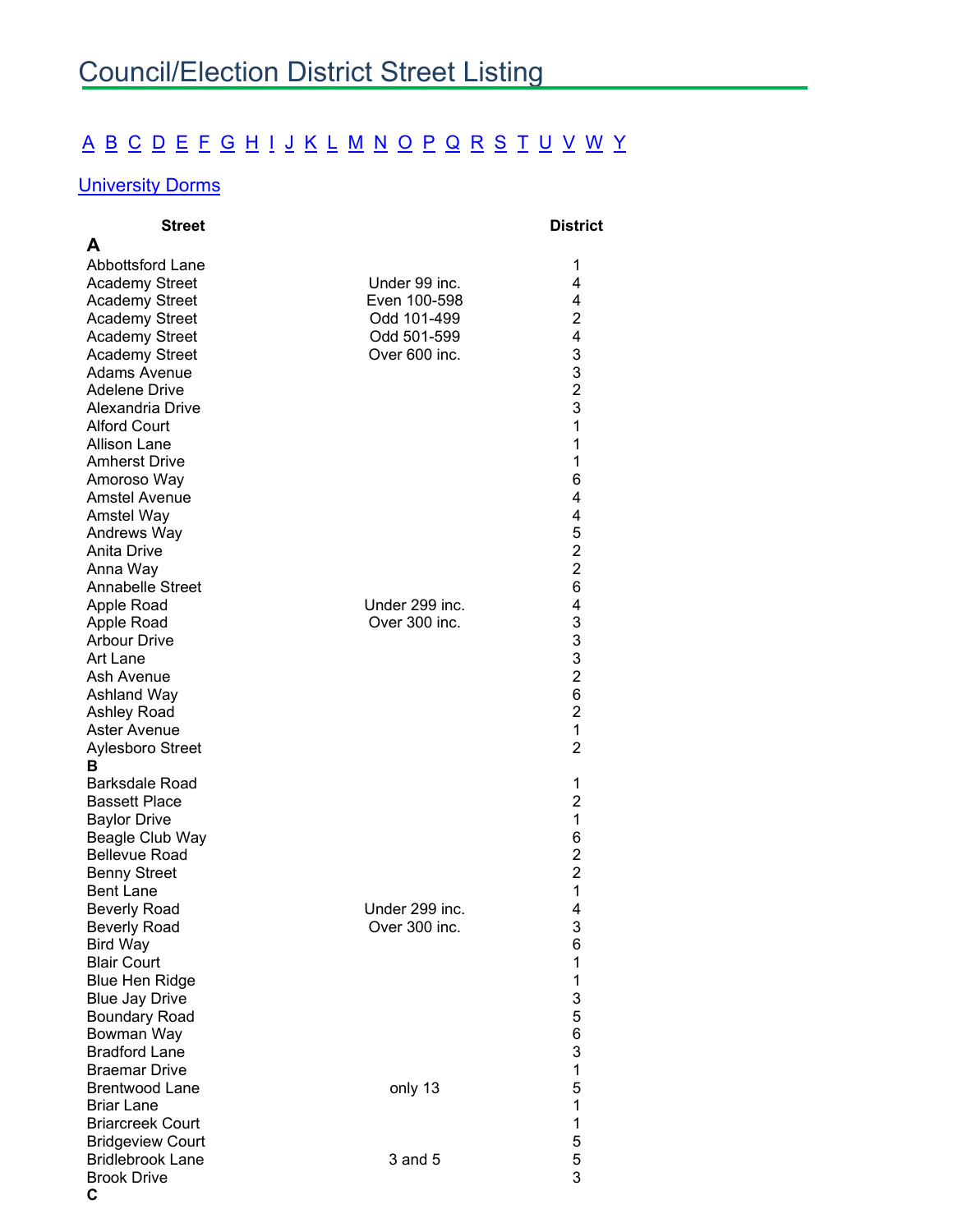# Council/Election District Street Listing

A B C D E F G H I J K L M N O P Q R S T U V W Y

University Dorms

| Street | | District |
|---|---|---|
| **A** | | |
| Abbottsford Lane | | 1 |
| Academy Street | Under 99 inc. | 4 |
| Academy Street | Even 100-598 | 4 |
| Academy Street | Odd 101-499 | 2 |
| Academy Street | Odd 501-599 | 4 |
| Academy Street | Over 600 inc. | 3 |
| Adams Avenue | | 3 |
| Adelene Drive | | 2 |
| Alexandria Drive | | 3 |
| Alford Court | | 1 |
| Allison Lane | | 1 |
| Amherst Drive | | 1 |
| Amoroso Way | | 6 |
| Amstel Avenue | | 4 |
| Amstel Way | | 4 |
| Andrews Way | | 5 |
| Anita Drive | | 2 |
| Anna Way | | 2 |
| Annabelle Street | | 6 |
| Apple Road | Under 299 inc. | 4 |
| Apple Road | Over 300 inc. | 3 |
| Arbour Drive | | 3 |
| Art Lane | | 3 |
| Ash Avenue | | 2 |
| Ashland Way | | 6 |
| Ashley Road | | 2 |
| Aster Avenue | | 1 |
| Aylesboro Street | | 2 |
| **B** | | |
| Barksdale Road | | 1 |
| Bassett Place | | 2 |
| Baylor Drive | | 1 |
| Beagle Club Way | | 6 |
| Bellevue Road | | 2 |
| Benny Street | | 2 |
| Bent Lane | | 1 |
| Beverly Road | Under 299 inc. | 4 |
| Beverly Road | Over 300 inc. | 3 |
| Bird Way | | 6 |
| Blair Court | | 1 |
| Blue Hen Ridge | | 1 |
| Blue Jay Drive | | 3 |
| Boundary Road | | 5 |
| Bowman Way | | 6 |
| Bradford Lane | | 3 |
| Braemar Drive | | 1 |
| Brentwood Lane | only 13 | 5 |
| Briar Lane | | 1 |
| Briarcreek Court | | 1 |
| Bridgeview Court | | 5 |
| Bridlebrook Lane | 3 and 5 | 5 |
| Brook Drive | | 3 |
| **C** | | |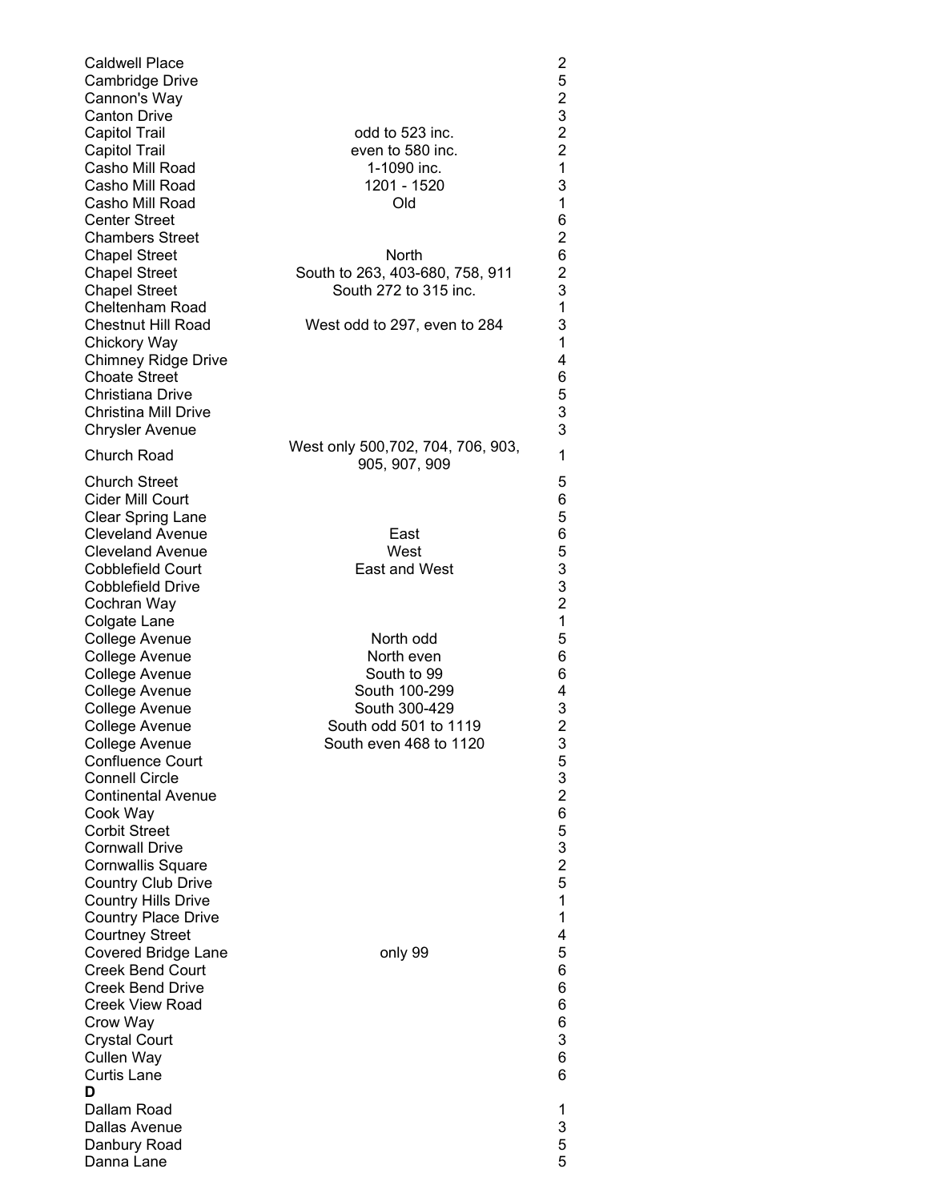| | | |
|---|---|---|
| Caldwell Place | | 2 |
| Cambridge Drive | | 5 |
| Cannon's Way | | 2 |
| Canton Drive | | 3 |
| Capitol Trail | odd to 523 inc. | 2 |
| Capitol Trail | even to 580 inc. | 2 |
| Casho Mill Road | 1-1090 inc. | 1 |
| Casho Mill Road | 1201 - 1520 | 3 |
| Casho Mill Road | Old | 1 |
| Center Street | | 6 |
| Chambers Street | | 2 |
| Chapel Street | North | 6 |
| Chapel Street | South to 263, 403-680, 758, 911 | 2 |
| Chapel Street | South 272 to 315 inc. | 3 |
| Cheltenham Road | | 1 |
| Chestnut Hill Road | West odd to 297, even to 284 | 3 |
| Chickory Way | | 1 |
| Chimney Ridge Drive | | 4 |
| Choate Street | | 6 |
| Christiana Drive | | 5 |
| Christina Mill Drive | | 3 |
| Chrysler Avenue | | 3 |
| Church Road | West only 500,702, 704, 706, 903, 905, 907, 909 | 1 |
| Church Street | | 5 |
| Cider Mill Court | | 6 |
| Clear Spring Lane | | 5 |
| Cleveland Avenue | East | 6 |
| Cleveland Avenue | West | 5 |
| Cobblefield Court | East and West | 3 |
| Cobblefield Drive | | 3 |
| Cochran Way | | 2 |
| Colgate Lane | | 1 |
| College Avenue | North odd | 5 |
| College Avenue | North even | 6 |
| College Avenue | South to 99 | 6 |
| College Avenue | South 100-299 | 4 |
| College Avenue | South 300-429 | 3 |
| College Avenue | South odd 501 to 1119 | 2 |
| College Avenue | South even 468 to 1120 | 3 |
| Confluence Court | | 5 |
| Connell Circle | | 3 |
| Continental Avenue | | 2 |
| Cook Way | | 6 |
| Corbit Street | | 5 |
| Cornwall Drive | | 3 |
| Cornwallis Square | | 2 |
| Country Club Drive | | 5 |
| Country Hills Drive | | 1 |
| Country Place Drive | | 1 |
| Courtney Street | | 4 |
| Covered Bridge Lane | only 99 | 5 |
| Creek Bend Court | | 6 |
| Creek Bend Drive | | 6 |
| Creek View Road | | 6 |
| Crow Way | | 6 |
| Crystal Court | | 3 |
| Cullen Way | | 6 |
| Curtis Lane | | 6 |
| **D** | | |
| Dallam Road | | 1 |
| Dallas Avenue | | 3 |
| Danbury Road | | 5 |
| Danna Lane | | 5 |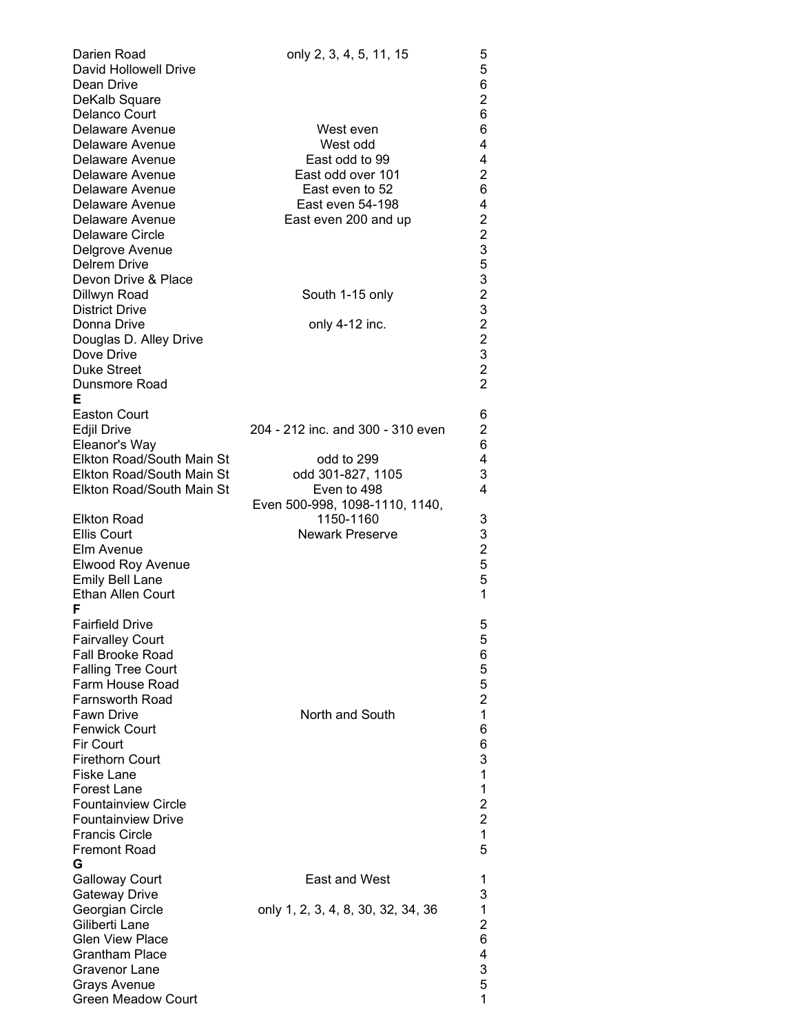| | | |
|---|---|---|
| Darien Road | only 2, 3, 4, 5, 11, 15 | 5 |
| David Hollowell Drive | | 5 |
| Dean Drive | | 6 |
| DeKalb Square | | 2 |
| Delanco Court | | 6 |
| Delaware Avenue | West even | 6 |
| Delaware Avenue | West odd | 4 |
| Delaware Avenue | East odd to 99 | 4 |
| Delaware Avenue | East odd over 101 | 2 |
| Delaware Avenue | East even to 52 | 6 |
| Delaware Avenue | East even 54-198 | 4 |
| Delaware Avenue | East even 200 and up | 2 |
| Delaware Circle | | 2 |
| Delgrove Avenue | | 3 |
| Delrem Drive | | 5 |
| Devon Drive & Place | | 3 |
| Dillwyn Road | South 1-15 only | 2 |
| District Drive | | 3 |
| Donna Drive | only 4-12 inc. | 2 |
| Douglas D. Alley Drive | | 2 |
| Dove Drive | | 3 |
| Duke Street | | 2 |
| Dunsmore Road | | 2 |
| **E** | | |
| Easton Court | | 6 |
| Edjil Drive | 204 - 212 inc. and 300 - 310 even | 2 |
| Eleanor's Way | | 6 |
| Elkton Road/South Main St | odd to 299 | 4 |
| Elkton Road/South Main St | odd 301-827, 1105 | 3 |
| Elkton Road/South Main St | Even to 498 | 4 |
| Elkton Road | Even 500-998, 1098-1110, 1140, 1150-1160 | 3 |
| Ellis Court | Newark Preserve | 3 |
| Elm Avenue | | 2 |
| Elwood Roy Avenue | | 5 |
| Emily Bell Lane | | 5 |
| Ethan Allen Court | | 1 |
| **F** | | |
| Fairfield Drive | | 5 |
| Fairvalley Court | | 5 |
| Fall Brooke Road | | 6 |
| Falling Tree Court | | 5 |
| Farm House Road | | 5 |
| Farnsworth Road | | 2 |
| Fawn Drive | North and South | 1 |
| Fenwick Court | | 6 |
| Fir Court | | 6 |
| Firethorn Court | | 3 |
| Fiske Lane | | 1 |
| Forest Lane | | 1 |
| Fountainview Circle | | 2 |
| Fountainview Drive | | 2 |
| Francis Circle | | 1 |
| Fremont Road | | 5 |
| **G** | | |
| Galloway Court | East and West | 1 |
| Gateway Drive | | 3 |
| Georgian Circle | only 1, 2, 3, 4, 8, 30, 32, 34, 36 | 1 |
| Giliberti Lane | | 2 |
| Glen View Place | | 6 |
| Grantham Place | | 4 |
| Gravenor Lane | | 3 |
| Grays Avenue | | 5 |
| Green Meadow Court | | 1 |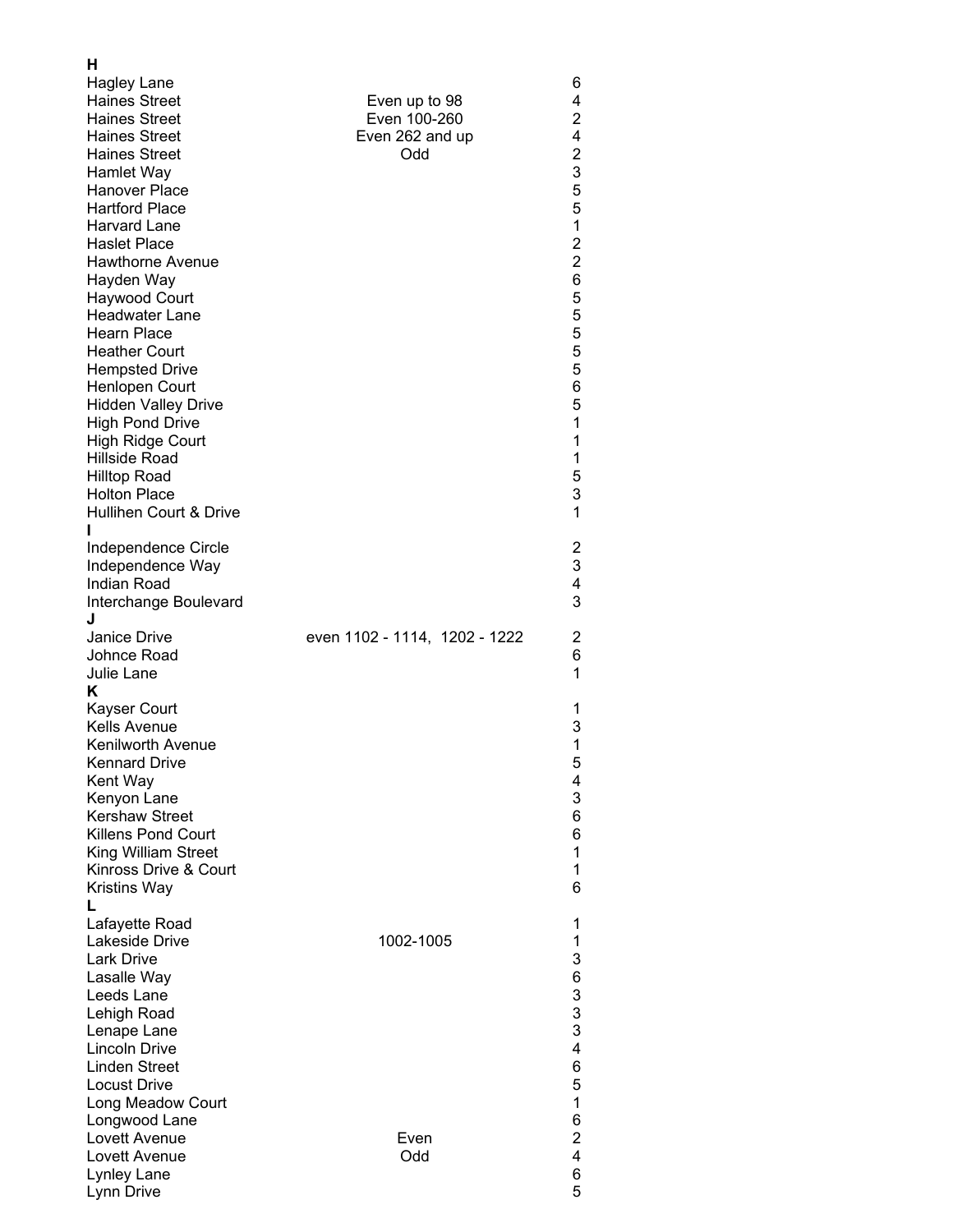| Street | Range | District |
|---|---|---|
| **H** | | |
| Hagley Lane | | 6 |
| Haines Street | Even up to 98 | 4 |
| Haines Street | Even 100-260 | 2 |
| Haines Street | Even 262 and up | 4 |
| Haines Street | Odd | 2 |
| Hamlet Way | | 3 |
| Hanover Place | | 5 |
| Hartford Place | | 5 |
| Harvard Lane | | 1 |
| Haslet Place | | 2 |
| Hawthorne Avenue | | 2 |
| Hayden Way | | 6 |
| Haywood Court | | 5 |
| Headwater Lane | | 5 |
| Hearn Place | | 5 |
| Heather Court | | 5 |
| Hempsted Drive | | 5 |
| Henlopen Court | | 6 |
| Hidden Valley Drive | | 5 |
| High Pond Drive | | 1 |
| High Ridge Court | | 1 |
| Hillside Road | | 1 |
| Hilltop Road | | 5 |
| Holton Place | | 3 |
| Hullihen Court & Drive | | 1 |
| **I** | | |
| Independence Circle | | 2 |
| Independence Way | | 3 |
| Indian Road | | 4 |
| Interchange Boulevard | | 3 |
| **J** | | |
| Janice Drive | even 1102 - 1114, 1202 - 1222 | 2 |
| Johnce Road | | 6 |
| Julie Lane | | 1 |
| **K** | | |
| Kayser Court | | 1 |
| Kells Avenue | | 3 |
| Kenilworth Avenue | | 1 |
| Kennard Drive | | 5 |
| Kent Way | | 4 |
| Kenyon Lane | | 3 |
| Kershaw Street | | 6 |
| Killens Pond Court | | 6 |
| King William Street | | 1 |
| Kinross Drive & Court | | 1 |
| Kristins Way | | 6 |
| **L** | | |
| Lafayette Road | | 1 |
| Lakeside Drive | 1002-1005 | 1 |
| Lark Drive | | 3 |
| Lasalle Way | | 6 |
| Leeds Lane | | 3 |
| Lehigh Road | | 3 |
| Lenape Lane | | 3 |
| Lincoln Drive | | 4 |
| Linden Street | | 6 |
| Locust Drive | | 5 |
| Long Meadow Court | | 1 |
| Longwood Lane | | 6 |
| Lovett Avenue | Even | 2 |
| Lovett Avenue | Odd | 4 |
| Lynley Lane | | 6 |
| Lynn Drive | | 5 |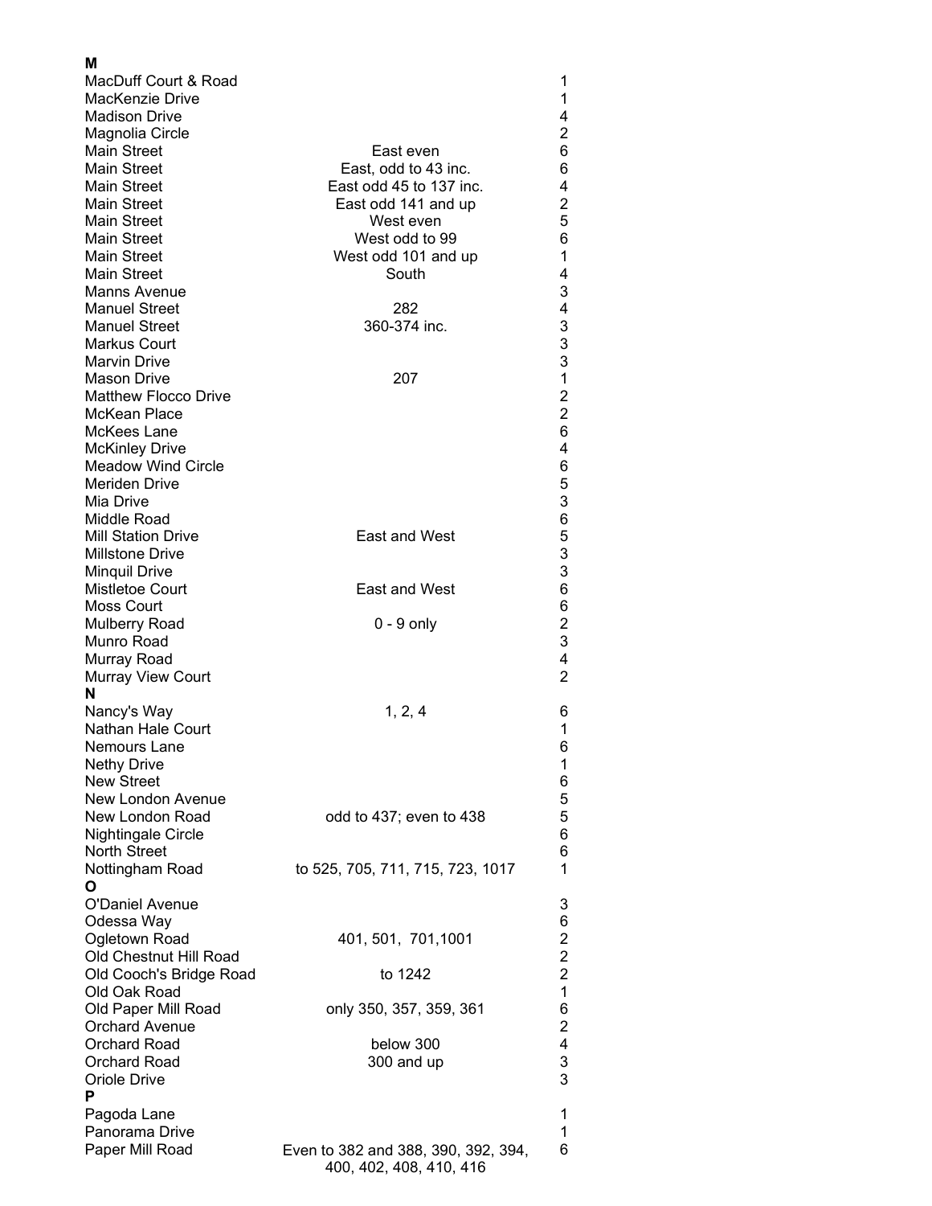| M | | |
|---|---|---|
| MacDuff Court & Road | | 1 |
| MacKenzie Drive | | 1 |
| Madison Drive | | 4 |
| Magnolia Circle | | 2 |
| Main Street | East even | 6 |
| Main Street | East, odd to 43 inc. | 6 |
| Main Street | East odd 45 to 137 inc. | 4 |
| Main Street | East odd 141 and up | 2 |
| Main Street | West even | 5 |
| Main Street | West odd to 99 | 6 |
| Main Street | West odd 101 and up | 1 |
| Main Street | South | 4 |
| Manns Avenue | | 3 |
| Manuel Street | 282 | 4 |
| Manuel Street | 360-374 inc. | 3 |
| Markus Court | | 3 |
| Marvin Drive | | 3 |
| Mason Drive | 207 | 1 |
| Matthew Flocco Drive | | 2 |
| McKean Place | | 2 |
| McKees Lane | | 6 |
| McKinley Drive | | 4 |
| Meadow Wind Circle | | 6 |
| Meriden Drive | | 5 |
| Mia Drive | | 3 |
| Middle Road | | 6 |
| Mill Station Drive | East and West | 5 |
| Millstone Drive | | 3 |
| Minquil Drive | | 3 |
| Mistletoe Court | East and West | 6 |
| Moss Court | | 6 |
| Mulberry Road | 0 - 9 only | 2 |
| Munro Road | | 3 |
| Murray Road | | 4 |
| Murray View Court | | 2 |
| **N** | | |
| Nancy's Way | 1, 2, 4 | 6 |
| Nathan Hale Court | | 1 |
| Nemours Lane | | 6 |
| Nethy Drive | | 1 |
| New Street | | 6 |
| New London Avenue | | 5 |
| New London Road | odd to 437; even to 438 | 5 |
| Nightingale Circle | | 6 |
| North Street | | 6 |
| Nottingham Road | to 525, 705, 711, 715, 723, 1017 | 1 |
| **O** | | |
| O'Daniel Avenue | | 3 |
| Odessa Way | | 6 |
| Ogletown Road | 401, 501, 701,1001 | 2 |
| Old Chestnut Hill Road | | 2 |
| Old Cooch's Bridge Road | to 1242 | 2 |
| Old Oak Road | | 1 |
| Old Paper Mill Road | only 350, 357, 359, 361 | 6 |
| Orchard Avenue | | 2 |
| Orchard Road | below 300 | 4 |
| Orchard Road | 300 and up | 3 |
| Oriole Drive | | 3 |
| **P** | | |
| Pagoda Lane | | 1 |
| Panorama Drive | | 1 |
| Paper Mill Road | Even to 382 and 388, 390, 392, 394, 400, 402, 408, 410, 416 | 6 |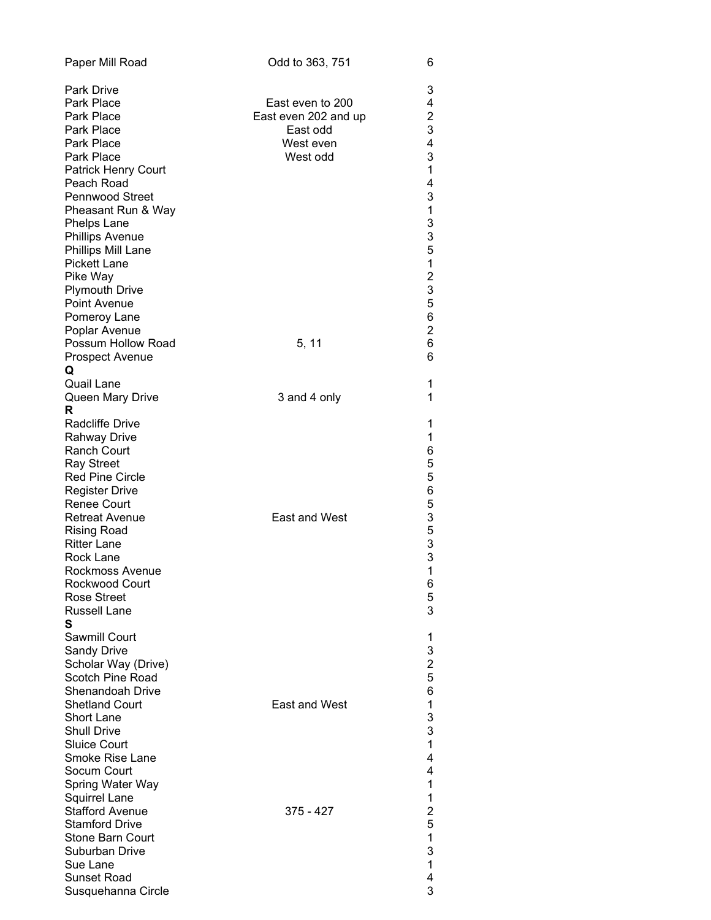| Street | Range | District |
|---|---|---|
| Paper Mill Road | Odd to 363, 751 | 6 |
| Park Drive | | 3 |
| Park Place | East even to 200 | 4 |
| Park Place | East even 202 and up | 2 |
| Park Place | East odd | 3 |
| Park Place | West even | 4 |
| Park Place | West odd | 3 |
| Patrick Henry Court | | 1 |
| Peach Road | | 4 |
| Pennwood Street | | 3 |
| Pheasant Run & Way | | 1 |
| Phelps Lane | | 3 |
| Phillips Avenue | | 3 |
| Phillips Mill Lane | | 5 |
| Pickett Lane | | 1 |
| Pike Way | | 2 |
| Plymouth Drive | | 3 |
| Point Avenue | | 5 |
| Pomeroy Lane | | 6 |
| Poplar Avenue | | 2 |
| Possum Hollow Road | 5, 11 | 6 |
| Prospect Avenue | | 6 |
| **Q** | | |
| Quail Lane | | 1 |
| Queen Mary Drive | 3 and 4 only | 1 |
| **R** | | |
| Radcliffe Drive | | 1 |
| Rahway Drive | | 1 |
| Ranch Court | | 6 |
| Ray Street | | 5 |
| Red Pine Circle | | 5 |
| Register Drive | | 6 |
| Renee Court | | 5 |
| Retreat Avenue | East and West | 3 |
| Rising Road | | 5 |
| Ritter Lane | | 3 |
| Rock Lane | | 3 |
| Rockmoss Avenue | | 1 |
| Rockwood Court | | 6 |
| Rose Street | | 5 |
| Russell Lane | | 3 |
| **S** | | |
| Sawmill Court | | 1 |
| Sandy Drive | | 3 |
| Scholar Way (Drive) | | 2 |
| Scotch Pine Road | | 5 |
| Shenandoah Drive | | 6 |
| Shetland Court | East and West | 1 |
| Short Lane | | 3 |
| Shull Drive | | 3 |
| Sluice Court | | 1 |
| Smoke Rise Lane | | 4 |
| Socum Court | | 4 |
| Spring Water Way | | 1 |
| Squirrel Lane | | 1 |
| Stafford Avenue | 375 - 427 | 2 |
| Stamford Drive | | 5 |
| Stone Barn Court | | 1 |
| Suburban Drive | | 3 |
| Sue Lane | | 1 |
| Sunset Road | | 4 |
| Susquehanna Circle | | 3 |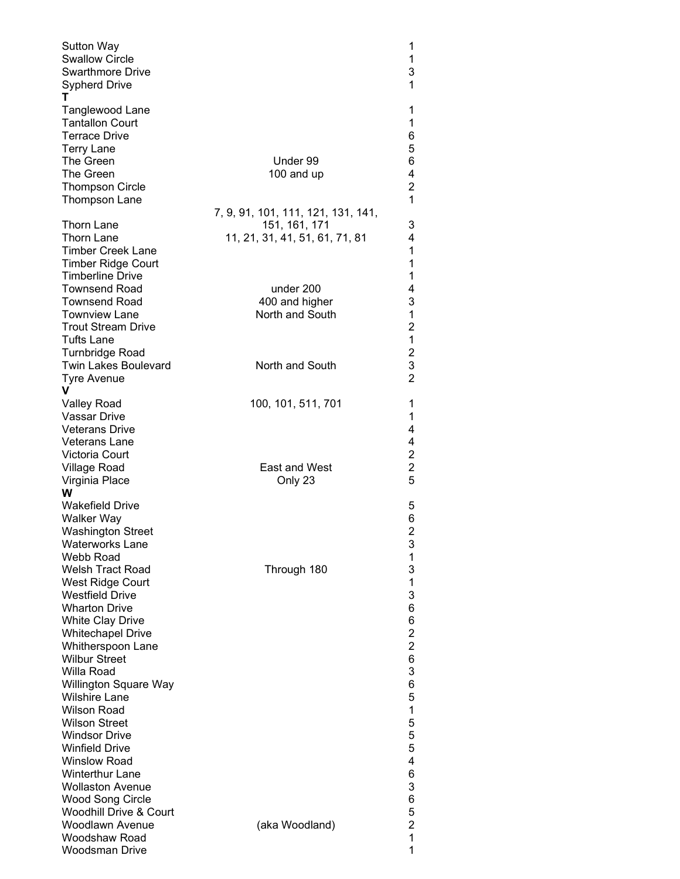| | | |
|---|---|---|
| Sutton Way | | 1 |
| Swallow Circle | | 1 |
| Swarthmore Drive | | 3 |
| Sypherd Drive | | 1 |
| **T** | | |
| Tanglewood Lane | | 1 |
| Tantallon Court | | 1 |
| Terrace Drive | | 6 |
| Terry Lane | | 5 |
| The Green | Under 99 | 6 |
| The Green | 100 and up | 4 |
| Thompson Circle | | 2 |
| Thompson Lane | | 1 |
| Thorn Lane | 7, 9, 91, 101, 111, 121, 131, 141, 151, 161, 171 | 3 |
| Thorn Lane | 11, 21, 31, 41, 51, 61, 71, 81 | 4 |
| Timber Creek Lane | | 1 |
| Timber Ridge Court | | 1 |
| Timberline Drive | | 1 |
| Townsend Road | under 200 | 4 |
| Townsend Road | 400 and higher | 3 |
| Townview Lane | North and South | 1 |
| Trout Stream Drive | | 2 |
| Tufts Lane | | 1 |
| Turnbridge Road | | 2 |
| Twin Lakes Boulevard | North and South | 3 |
| Tyre Avenue | | 2 |
| **V** | | |
| Valley Road | 100, 101, 511, 701 | 1 |
| Vassar Drive | | 1 |
| Veterans Drive | | 4 |
| Veterans Lane | | 4 |
| Victoria Court | | 2 |
| Village Road | East and West | 2 |
| Virginia Place | Only 23 | 5 |
| **W** | | |
| Wakefield Drive | | 5 |
| Walker Way | | 6 |
| Washington Street | | 2 |
| Waterworks Lane | | 3 |
| Webb Road | | 1 |
| Welsh Tract Road | Through 180 | 3 |
| West Ridge Court | | 1 |
| Westfield Drive | | 3 |
| Wharton Drive | | 6 |
| White Clay Drive | | 6 |
| Whitechapel Drive | | 2 |
| Whitherspoon Lane | | 2 |
| Wilbur Street | | 6 |
| Willa Road | | 3 |
| Willington Square Way | | 6 |
| Wilshire Lane | | 5 |
| Wilson Road | | 1 |
| Wilson Street | | 5 |
| Windsor Drive | | 5 |
| Winfield Drive | | 5 |
| Winslow Road | | 4 |
| Winterthur Lane | | 6 |
| Wollaston Avenue | | 3 |
| Wood Song Circle | | 6 |
| Woodhill Drive & Court | | 5 |
| Woodlawn Avenue | (aka Woodland) | 2 |
| Woodshaw Road | | 1 |
| Woodsman Drive | | 1 |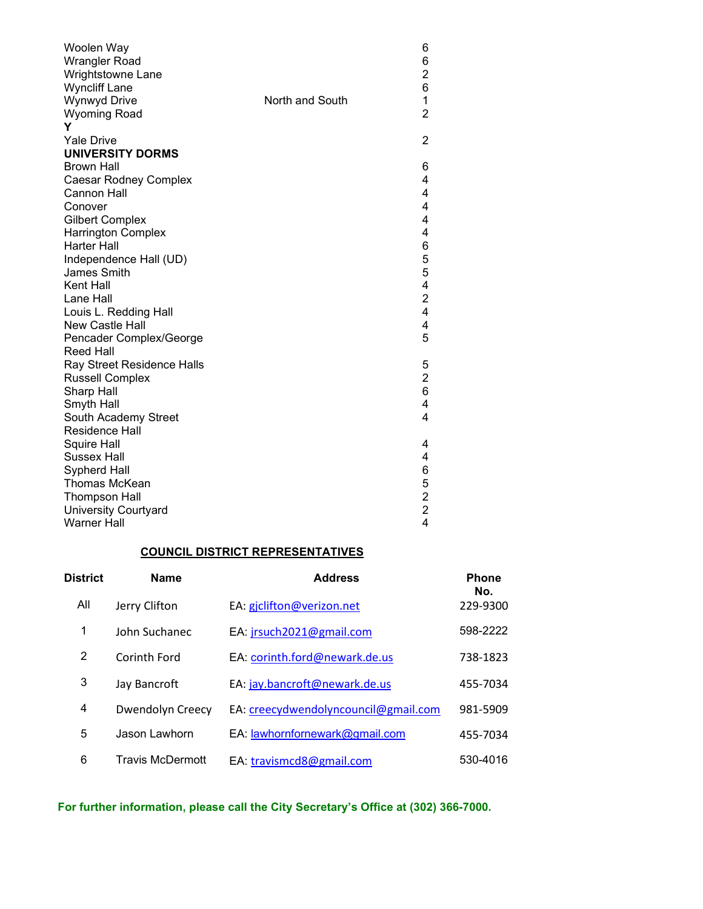| | | |
|---|---|---|
| Woolen Way | | 6 |
| Wrangler Road | | 6 |
| Wrightstowne Lane | | 2 |
| Wyncliff Lane | | 6 |
| Wynwyd Drive | North and South | 1 |
| Wyoming Road | | 2 |
| **Y** | | |
| Yale Drive | | 2 |
| **UNIVERSITY DORMS** | | |
| Brown Hall | | 6 |
| Caesar Rodney Complex | | 4 |
| Cannon Hall | | 4 |
| Conover | | 4 |
| Gilbert Complex | | 4 |
| Harrington Complex | | 4 |
| Harter Hall | | 6 |
| Independence Hall (UD) | | 5 |
| James Smith | | 5 |
| Kent Hall | | 4 |
| Lane Hall | | 2 |
| Louis L. Redding Hall | | 4 |
| New Castle Hall | | 4 |
| Pencader Complex/George Reed Hall | | 5 |
| Ray Street Residence Halls | | 5 |
| Russell Complex | | 2 |
| Sharp Hall | | 6 |
| Smyth Hall | | 4 |
| South Academy Street Residence Hall | | 4 |
| Squire Hall | | 4 |
| Sussex Hall | | 4 |
| Sypherd Hall | | 6 |
| Thomas McKean | | 5 |
| Thompson Hall | | 2 |
| University Courtyard | | 2 |
| Warner Hall | | 4 |

## COUNCIL DISTRICT REPRESENTATIVES

| District | Name | Address | Phone No. |
|---|---|---|---|
| All | Jerry Clifton | EA: gjclifton@verizon.net | 229-9300 |
| 1 | John Suchanec | EA: jrsuch2021@gmail.com | 598-2222 |
| 2 | Corinth Ford | EA: corinth.ford@newark.de.us | 738-1823 |
| 3 | Jay Bancroft | EA: jay.bancroft@newark.de.us | 455-7034 |
| 4 | Dwendolyn Creecy | EA: creecydwendolyncouncil@gmail.com | 981-5909 |
| 5 | Jason Lawhorn | EA: lawhornfornewark@gmail.com | 455-7034 |
| 6 | Travis McDermott | EA: travismcd8@gmail.com | 530-4016 |

**For further information, please call the City Secretary's Office at (302) 366-7000.**